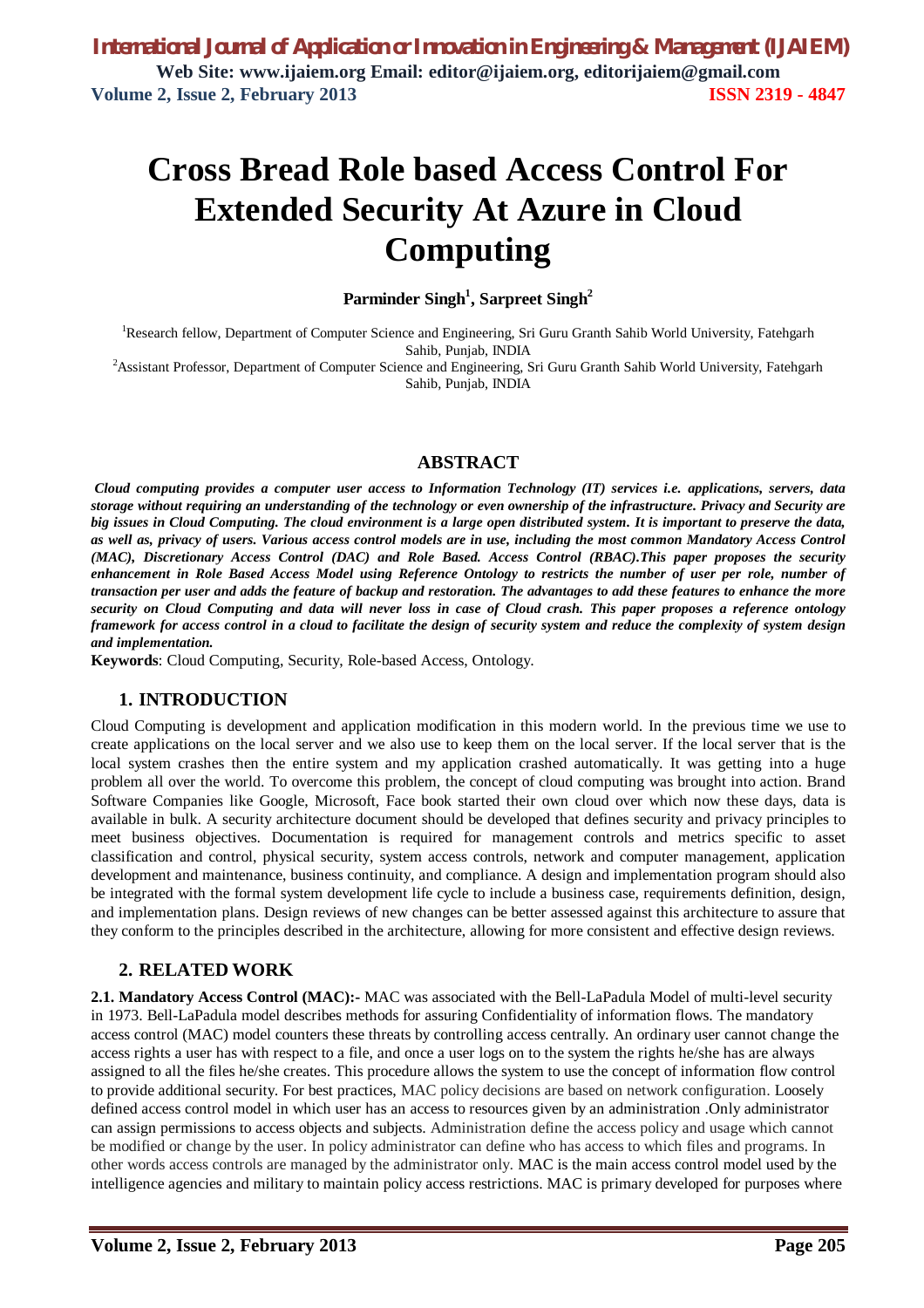# Cross Bread Role based Access Control For Extended Security At Azure in Cloud Computing

**Parminder Singh[1], Sarpreet Singh[2]**

[1]Research fellow, Department of Computer Science and Engineering, Sri Guru Granth Sahib World University, Fatehgarh Sahib, Punjab, INDIA

[2]Assistant Professor, Department of Computer Science and Engineering, Sri Guru Granth Sahib World University, Fatehgarh Sahib, Punjab, INDIA

## ABSTRACT

***Cloud computing provides a computer user access to Information Technology (IT) services i.e. applications, servers, data storage without requiring an understanding of the technology or even ownership of the infrastructure. Privacy and Security are big issues in Cloud Computing. The cloud environment is a large open distributed system. It is important to preserve the data, as well as, privacy of users. Various access control models are in use, including the most common Mandatory Access Control (MAC), Discretionary Access Control (DAC) and Role Based. Access Control (RBAC).This paper proposes the security enhancement in Role Based Access Model using Reference Ontology to restricts the number of user per role, number of transaction per user and adds the feature of backup and restoration. The advantages to add these features to enhance the more security on Cloud Computing and data will never loss in case of Cloud crash. This paper proposes a reference ontology framework for access control in a cloud to facilitate the design of security system and reduce the complexity of system design and implementation.***

**Keywords**: Cloud Computing, Security, Role-based Access, Ontology.

## 1. INTRODUCTION

Cloud Computing is development and application modification in this modern world. In the previous time we use to create applications on the local server and we also use to keep them on the local server. If the local server that is the local system crashes then the entire system and my application crashed automatically. It was getting into a huge problem all over the world. To overcome this problem, the concept of cloud computing was brought into action. Brand Software Companies like Google, Microsoft, Face book started their own cloud over which now these days, data is available in bulk. A security architecture document should be developed that defines security and privacy principles to meet business objectives. Documentation is required for management controls and metrics specific to asset classification and control, physical security, system access controls, network and computer management, application development and maintenance, business continuity, and compliance. A design and implementation program should also be integrated with the formal system development life cycle to include a business case, requirements definition, design, and implementation plans. Design reviews of new changes can be better assessed against this architecture to assure that they conform to the principles described in the architecture, allowing for more consistent and effective design reviews.

## 2. RELATED WORK

**2.1. Mandatory Access Control (MAC):-** MAC was associated with the Bell-LaPadula Model of multi-level security in 1973. Bell-LaPadula model describes methods for assuring Confidentiality of information flows. The mandatory access control (MAC) model counters these threats by controlling access centrally. An ordinary user cannot change the access rights a user has with respect to a file, and once a user logs on to the system the rights he/she has are always assigned to all the files he/she creates. This procedure allows the system to use the concept of information flow control to provide additional security. For best practices, MAC policy decisions are based on network configuration. Loosely defined access control model in which user has an access to resources given by an administration .Only administrator can assign permissions to access objects and subjects. Administration define the access policy and usage which cannot be modified or change by the user. In policy administrator can define who has access to which files and programs. In other words access controls are managed by the administrator only. MAC is the main access control model used by the intelligence agencies and military to maintain policy access restrictions. MAC is primary developed for purposes where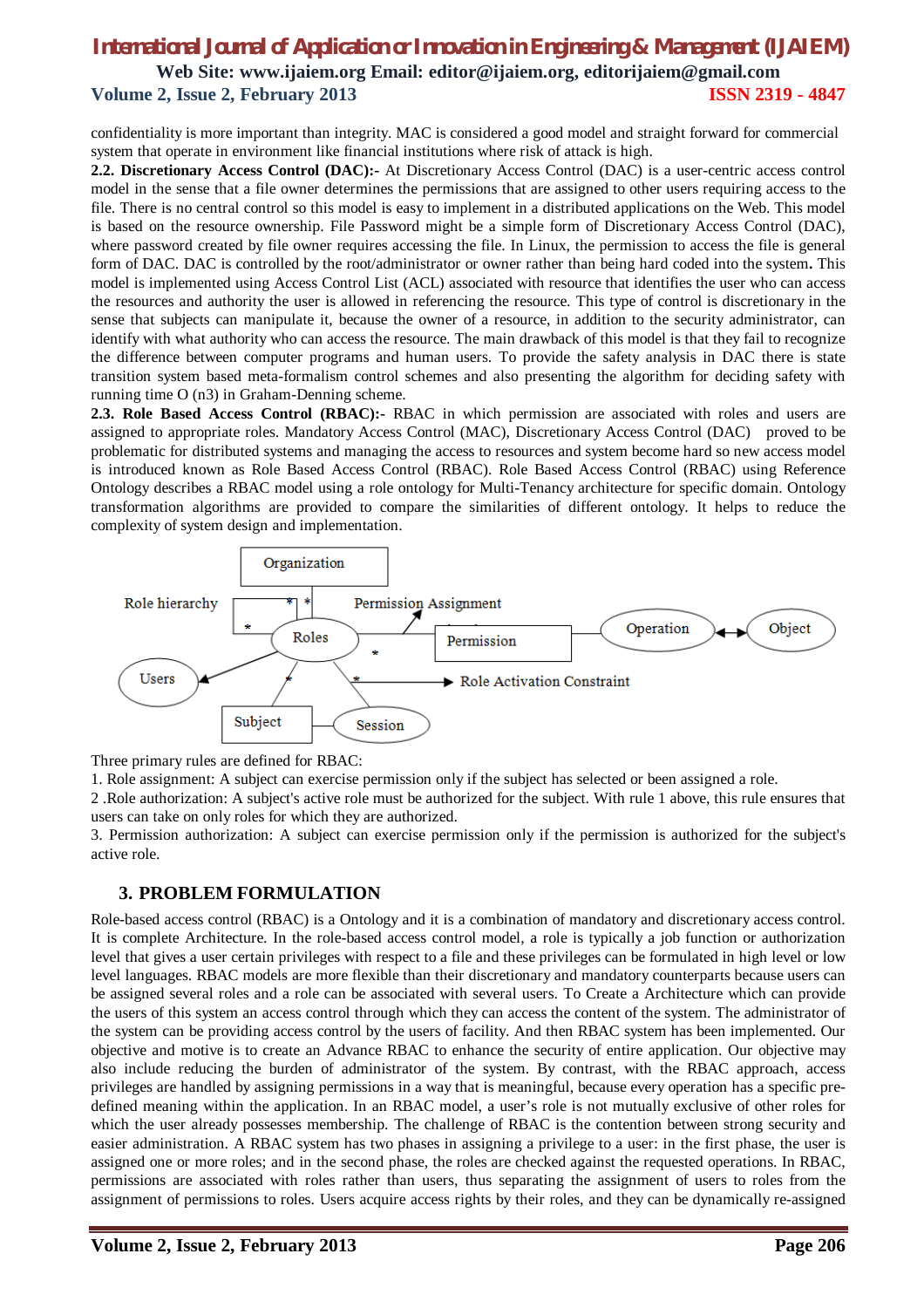confidentiality is more important than integrity. MAC is considered a good model and straight forward for commercial system that operate in environment like financial institutions where risk of attack is high.

**2.2. Discretionary Access Control (DAC):-** At Discretionary Access Control (DAC) is a user-centric access control model in the sense that a file owner determines the permissions that are assigned to other users requiring access to the file. There is no central control so this model is easy to implement in a distributed applications on the Web. This model is based on the resource ownership. File Password might be a simple form of Discretionary Access Control (DAC), where password created by file owner requires accessing the file. In Linux, the permission to access the file is general form of DAC. DAC is controlled by the root/administrator or owner rather than being hard coded into the system**.** This model is implemented using Access Control List (ACL) associated with resource that identifies the user who can access the resources and authority the user is allowed in referencing the resource. This type of control is discretionary in the sense that subjects can manipulate it, because the owner of a resource, in addition to the security administrator, can identify with what authority who can access the resource. The main drawback of this model is that they fail to recognize the difference between computer programs and human users. To provide the safety analysis in DAC there is state transition system based meta-formalism control schemes and also presenting the algorithm for deciding safety with running time O (n3) in Graham-Denning scheme.

**2.3. Role Based Access Control (RBAC):-** RBAC in which permission are associated with roles and users are assigned to appropriate roles. Mandatory Access Control (MAC), Discretionary Access Control (DAC) proved to be problematic for distributed systems and managing the access to resources and system become hard so new access model is introduced known as Role Based Access Control (RBAC). Role Based Access Control (RBAC) using Reference Ontology describes a RBAC model using a role ontology for Multi-Tenancy architecture for specific domain. Ontology transformation algorithms are provided to compare the similarities of different ontology. It helps to reduce the complexity of system design and implementation.

Organization | Role hierarchy | Roles | Permission Assignment | Permission | Operation | Object | Users | Subject | Session | Role Activation Constraint

Three primary rules are defined for RBAC:

1. Role assignment: A subject can exercise permission only if the subject has selected or been assigned a role.

2 .Role authorization: A subject's active role must be authorized for the subject. With rule 1 above, this rule ensures that users can take on only roles for which they are authorized.

3. Permission authorization: A subject can exercise permission only if the permission is authorized for the subject's active role.

## 3. PROBLEM FORMULATION

Role-based access control (RBAC) is a Ontology and it is a combination of mandatory and discretionary access control. It is complete Architecture. In the role-based access control model, a role is typically a job function or authorization level that gives a user certain privileges with respect to a file and these privileges can be formulated in high level or low level languages. RBAC models are more flexible than their discretionary and mandatory counterparts because users can be assigned several roles and a role can be associated with several users. To Create a Architecture which can provide the users of this system an access control through which they can access the content of the system. The administrator of the system can be providing access control by the users of facility. And then RBAC system has been implemented. Our objective and motive is to create an Advance RBAC to enhance the security of entire application. Our objective may also include reducing the burden of administrator of the system. By contrast, with the RBAC approach, access privileges are handled by assigning permissions in a way that is meaningful, because every operation has a specific pre-defined meaning within the application. In an RBAC model, a user's role is not mutually exclusive of other roles for which the user already possesses membership. The challenge of RBAC is the contention between strong security and easier administration. A RBAC system has two phases in assigning a privilege to a user: in the first phase, the user is assigned one or more roles; and in the second phase, the roles are checked against the requested operations. In RBAC, permissions are associated with roles rather than users, thus separating the assignment of users to roles from the assignment of permissions to roles. Users acquire access rights by their roles, and they can be dynamically re-assigned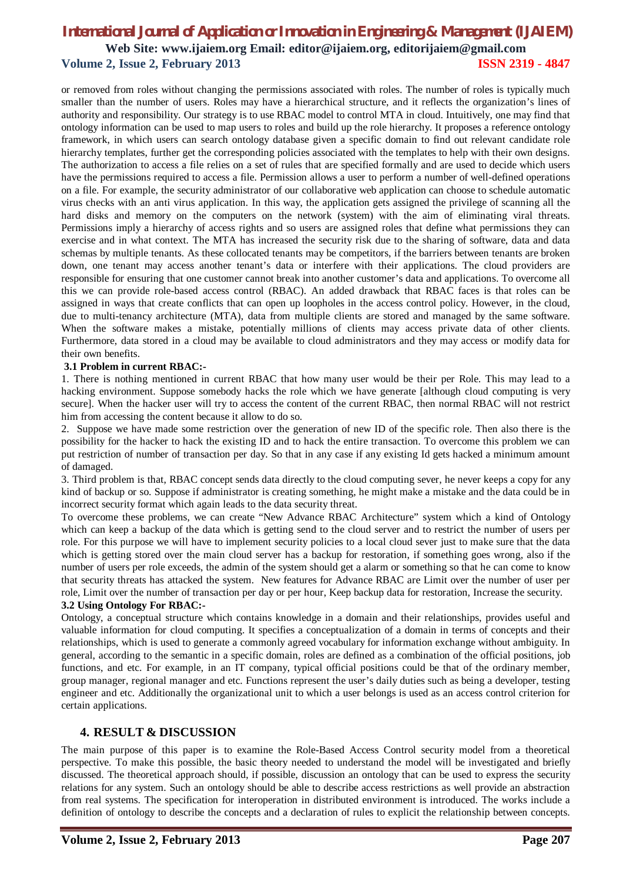or removed from roles without changing the permissions associated with roles. The number of roles is typically much smaller than the number of users. Roles may have a hierarchical structure, and it reflects the organization's lines of authority and responsibility. Our strategy is to use RBAC model to control MTA in cloud. Intuitively, one may find that ontology information can be used to map users to roles and build up the role hierarchy. It proposes a reference ontology framework, in which users can search ontology database given a specific domain to find out relevant candidate role hierarchy templates, further get the corresponding policies associated with the templates to help with their own designs. The authorization to access a file relies on a set of rules that are specified formally and are used to decide which users have the permissions required to access a file. Permission allows a user to perform a number of well-defined operations on a file. For example, the security administrator of our collaborative web application can choose to schedule automatic virus checks with an anti virus application. In this way, the application gets assigned the privilege of scanning all the hard disks and memory on the computers on the network (system) with the aim of eliminating viral threats. Permissions imply a hierarchy of access rights and so users are assigned roles that define what permissions they can exercise and in what context. The MTA has increased the security risk due to the sharing of software, data and data schemas by multiple tenants. As these collocated tenants may be competitors, if the barriers between tenants are broken down, one tenant may access another tenant's data or interfere with their applications. The cloud providers are responsible for ensuring that one customer cannot break into another customer's data and applications. To overcome all this we can provide role-based access control (RBAC). An added drawback that RBAC faces is that roles can be assigned in ways that create conflicts that can open up loopholes in the access control policy. However, in the cloud, due to multi-tenancy architecture (MTA), data from multiple clients are stored and managed by the same software. When the software makes a mistake, potentially millions of clients may access private data of other clients. Furthermore, data stored in a cloud may be available to cloud administrators and they may access or modify data for their own benefits.

### 3.1 Problem in current RBAC:-

1. There is nothing mentioned in current RBAC that how many user would be their per Role. This may lead to a hacking environment. Suppose somebody hacks the role which we have generate [although cloud computing is very secure]. When the hacker user will try to access the content of the current RBAC, then normal RBAC will not restrict him from accessing the content because it allow to do so.

2. Suppose we have made some restriction over the generation of new ID of the specific role. Then also there is the possibility for the hacker to hack the existing ID and to hack the entire transaction. To overcome this problem we can put restriction of number of transaction per day. So that in any case if any existing Id gets hacked a minimum amount of damaged.

3. Third problem is that, RBAC concept sends data directly to the cloud computing sever, he never keeps a copy for any kind of backup or so. Suppose if administrator is creating something, he might make a mistake and the data could be in incorrect security format which again leads to the data security threat.

To overcome these problems, we can create "New Advance RBAC Architecture" system which a kind of Ontology which can keep a backup of the data which is getting send to the cloud server and to restrict the number of users per role. For this purpose we will have to implement security policies to a local cloud sever just to make sure that the data which is getting stored over the main cloud server has a backup for restoration, if something goes wrong, also if the number of users per role exceeds, the admin of the system should get a alarm or something so that he can come to know that security threats has attacked the system. New features for Advance RBAC are Limit over the number of user per role, Limit over the number of transaction per day or per hour, Keep backup data for restoration, Increase the security.

### 3.2 Using Ontology For RBAC:-

Ontology, a conceptual structure which contains knowledge in a domain and their relationships, provides useful and valuable information for cloud computing. It specifies a conceptualization of a domain in terms of concepts and their relationships, which is used to generate a commonly agreed vocabulary for information exchange without ambiguity. In general, according to the semantic in a specific domain, roles are defined as a combination of the official positions, job functions, and etc. For example, in an IT company, typical official positions could be that of the ordinary member, group manager, regional manager and etc. Functions represent the user's daily duties such as being a developer, testing engineer and etc. Additionally the organizational unit to which a user belongs is used as an access control criterion for certain applications.

## 4. RESULT & DISCUSSION

The main purpose of this paper is to examine the Role-Based Access Control security model from a theoretical perspective. To make this possible, the basic theory needed to understand the model will be investigated and briefly discussed. The theoretical approach should, if possible, discussion an ontology that can be used to express the security relations for any system. Such an ontology should be able to describe access restrictions as well provide an abstraction from real systems. The specification for interoperation in distributed environment is introduced. The works include a definition of ontology to describe the concepts and a declaration of rules to explicit the relationship between concepts.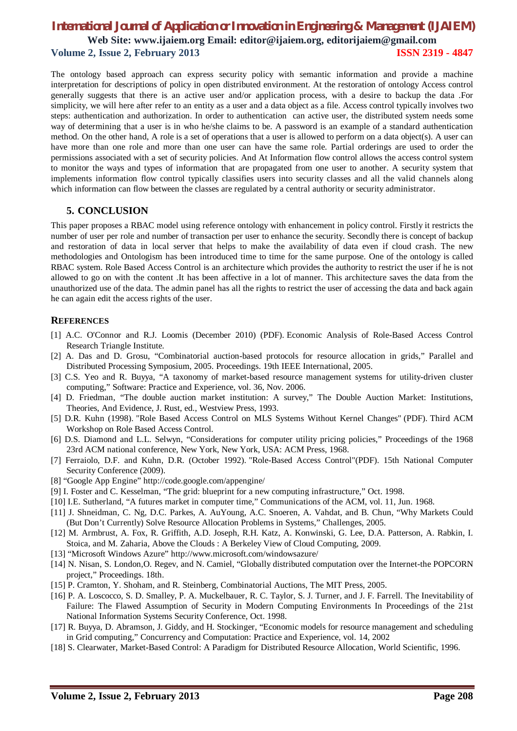The ontology based approach can express security policy with semantic information and provide a machine interpretation for descriptions of policy in open distributed environment. At the restoration of ontology Access control generally suggests that there is an active user and/or application process, with a desire to backup the data .For simplicity, we will here after refer to an entity as a user and a data object as a file. Access control typically involves two steps: authentication and authorization. In order to authentication can active user, the distributed system needs some way of determining that a user is in who he/she claims to be. A password is an example of a standard authentication method. On the other hand, A role is a set of operations that a user is allowed to perform on a data object(s). A user can have more than one role and more than one user can have the same role. Partial orderings are used to order the permissions associated with a set of security policies. And At Information flow control allows the access control system to monitor the ways and types of information that are propagated from one user to another. A security system that implements information flow control typically classifies users into security classes and all the valid channels along which information can flow between the classes are regulated by a central authority or security administrator.

## 5. CONCLUSION

This paper proposes a RBAC model using reference ontology with enhancement in policy control. Firstly it restricts the number of user per role and number of transaction per user to enhance the security. Secondly there is concept of backup and restoration of data in local server that helps to make the availability of data even if cloud crash. The new methodologies and Ontologism has been introduced time to time for the same purpose. One of the ontology is called RBAC system. Role Based Access Control is an architecture which provides the authority to restrict the user if he is not allowed to go on with the content .It has been affective in a lot of manner. This architecture saves the data from the unauthorized use of the data. The admin panel has all the rights to restrict the user of accessing the data and back again he can again edit the access rights of the user.

## REFERENCES

[1] A.C. O'Connor and R.J. Loomis (December 2010) (PDF). Economic Analysis of Role-Based Access Control Research Triangle Institute.

[2] A. Das and D. Grosu, "Combinatorial auction-based protocols for resource allocation in grids," Parallel and Distributed Processing Symposium, 2005. Proceedings. 19th IEEE International, 2005.

[3] C.S. Yeo and R. Buyya, "A taxonomy of market-based resource management systems for utility-driven cluster computing," Software: Practice and Experience, vol. 36, Nov. 2006.

[4] D. Friedman, "The double auction market institution: A survey," The Double Auction Market: Institutions, Theories, And Evidence, J. Rust, ed., Westview Press, 1993.

[5] D.R. Kuhn (1998). "Role Based Access Control on MLS Systems Without Kernel Changes" (PDF). Third ACM Workshop on Role Based Access Control.

[6] D.S. Diamond and L.L. Selwyn, "Considerations for computer utility pricing policies," Proceedings of the 1968 23rd ACM national conference, New York, New York, USA: ACM Press, 1968.

[7] Ferraiolo, D.F. and Kuhn, D.R. (October 1992). "Role-Based Access Control"(PDF). 15th National Computer Security Conference (2009).

[8] "Google App Engine" http://code.google.com/appengine/

[9] I. Foster and C. Kesselman, "The grid: blueprint for a new computing infrastructure," Oct. 1998.

[10] I.E. Sutherland, "A futures market in computer time," Communications of the ACM, vol. 11, Jun. 1968.

[11] J. Shneidman, C. Ng, D.C. Parkes, A. AuYoung, A.C. Snoeren, A. Vahdat, and B. Chun, "Why Markets Could (But Don't Currently) Solve Resource Allocation Problems in Systems," Challenges, 2005.

[12] M. Armbrust, A. Fox, R. Griffith, A.D. Joseph, R.H. Katz, A. Konwinski, G. Lee, D.A. Patterson, A. Rabkin, I. Stoica, and M. Zaharia, Above the Clouds : A Berkeley View of Cloud Computing, 2009.

[13] "Microsoft Windows Azure" http://www.microsoft.com/windowsazure/

[14] N. Nisan, S. London,O. Regev, and N. Camiel, "Globally distributed computation over the Internet-the POPCORN project," Proceedings. 18th.

[15] P. Cramton, Y. Shoham, and R. Steinberg, Combinatorial Auctions, The MIT Press, 2005.

[16] P. A. Loscocco, S. D. Smalley, P. A. Muckelbauer, R. C. Taylor, S. J. Turner, and J. F. Farrell. The Inevitability of Failure: The Flawed Assumption of Security in Modern Computing Environments In Proceedings of the 21st National Information Systems Security Conference, Oct. 1998.

[17] R. Buyya, D. Abramson, J. Giddy, and H. Stockinger, "Economic models for resource management and scheduling in Grid computing," Concurrency and Computation: Practice and Experience, vol. 14, 2002

[18] S. Clearwater, Market-Based Control: A Paradigm for Distributed Resource Allocation, World Scientific, 1996.